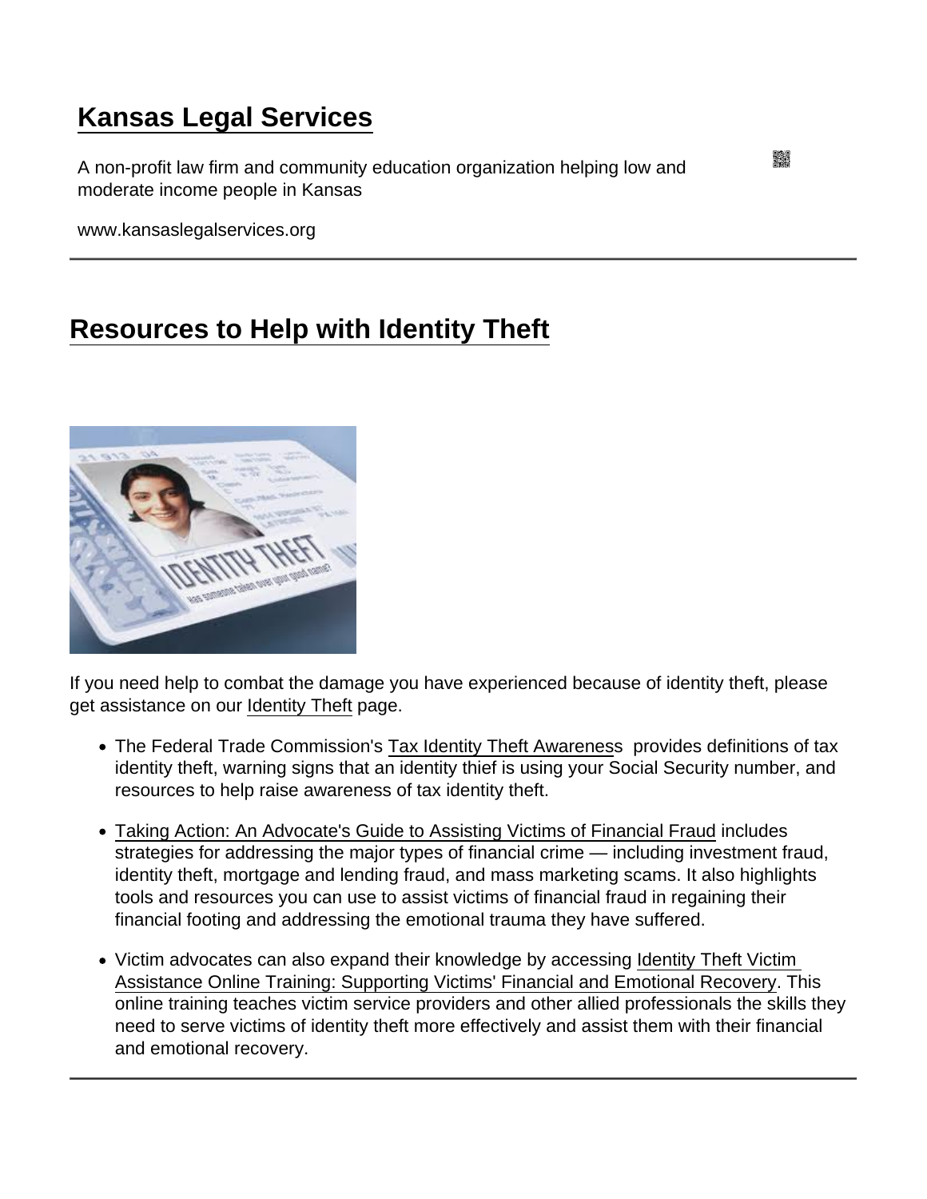# Kansas Legal Services

A non-profit law firm and community education organization helping low and moderate income people in Kansas

www.kansaslegalservices.org

## Resources to Help with Identity Theft

If you need help to combat the damage you have experienced because of identity theft, please get assistance on our Identity Theft page.

- The Federal Trade Commission's Tax Identity Theft Awareness provides definitions of tax identity theft, warning signs that an identity thief is using your Social Security number, and resources to help raise awareness of tax identity theft.
- Taking Action: An Advocate's Guide to Assisting Victims of Financial Fraud includes strategies for addressing the major types of financial crime — including investment fraud, identity theft, mortgage and lending fraud, and mass marketing scams. It also highlights tools and resources you can use to assist victims of financial fraud in regaining their financial footing and addressing the emotional trauma they have suffered.
- Victim advocates can also expand their knowledge by accessing Identity Theft Victim Assistance Online Training: Supporting Victims' Financial and Emotional Recovery. This online training teaches victim service providers and other allied professionals the skills they need to serve victims of identity theft more effectively and assist them with their financial and emotional recovery.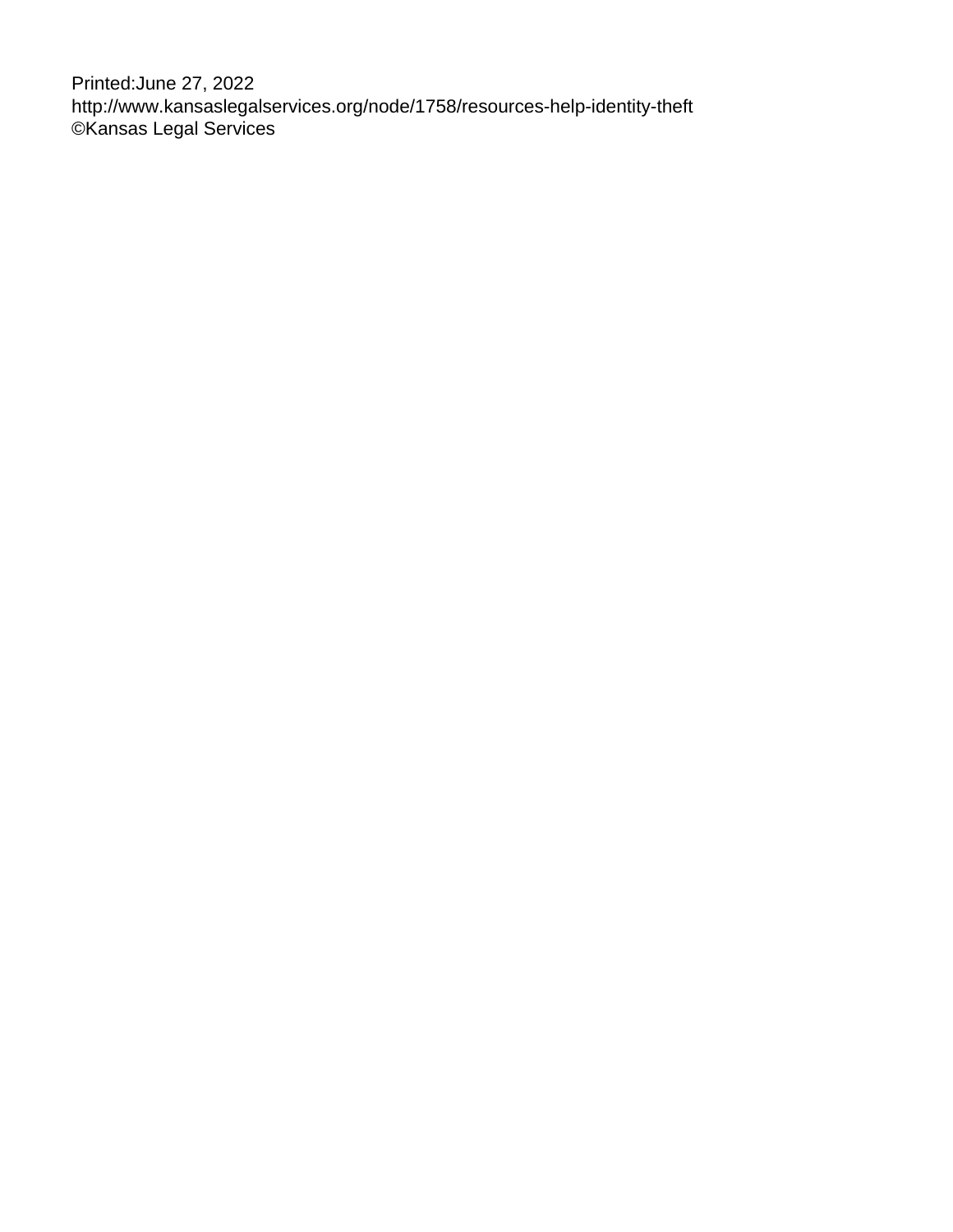Printed:June 27, 2022
http://www.kansaslegalservices.org/node/1758/resources-help-identity-theft
©Kansas Legal Services